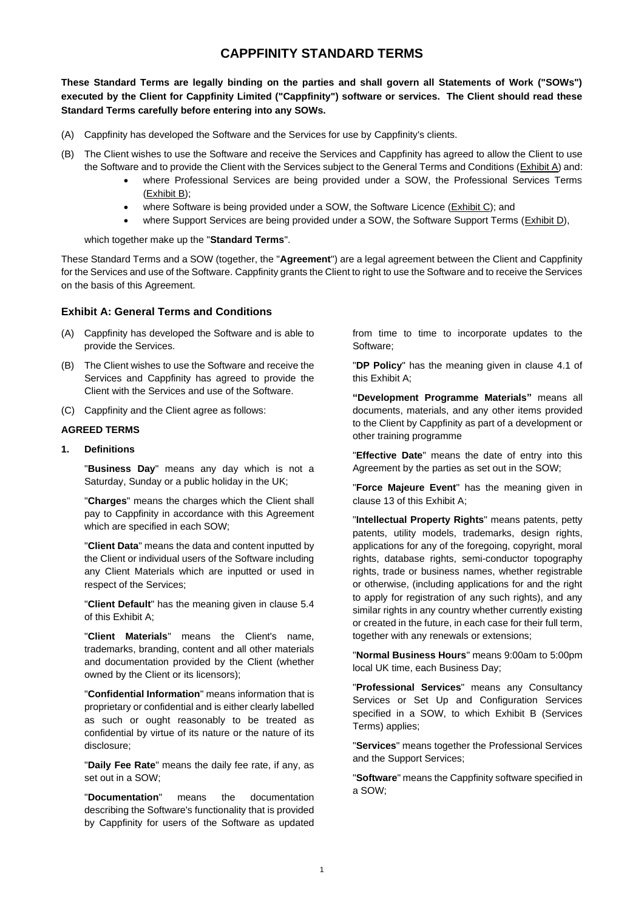# CAPPFINITY STANDARD TERMS

**These Standard Terms are legally binding on the parties and shall govern all Statements of Work ("SOWs") executed by the Client for Cappfinity Limited ("Cappfinity") software or services. The Client should read these Standard Terms carefully before entering into any SOWs.**

(A) Cappfinity has developed the Software and the Services for use by Cappfinity's clients.

(B) The Client wishes to use the Software and receive the Services and Cappfinity has agreed to allow the Client to use the Software and to provide the Client with the Services subject to the General Terms and Conditions (Exhibit A) and:

- where Professional Services are being provided under a SOW, the Professional Services Terms (Exhibit B);
- where Software is being provided under a SOW, the Software Licence (Exhibit C); and
- where Support Services are being provided under a SOW, the Software Support Terms (Exhibit D),

which together make up the "**Standard Terms**".

These Standard Terms and a SOW (together, the "**Agreement**") are a legal agreement between the Client and Cappfinity for the Services and use of the Software. Cappfinity grants the Client to right to use the Software and to receive the Services on the basis of this Agreement.

## Exhibit A: General Terms and Conditions

(A) Cappfinity has developed the Software and is able to provide the Services.

(B) The Client wishes to use the Software and receive the Services and Cappfinity has agreed to provide the Client with the Services and use of the Software.

(C) Cappfinity and the Client agree as follows:

**AGREED TERMS**

**1. Definitions**

"**Business Day**" means any day which is not a Saturday, Sunday or a public holiday in the UK;

"**Charges**" means the charges which the Client shall pay to Cappfinity in accordance with this Agreement which are specified in each SOW;

"**Client Data**" means the data and content inputted by the Client or individual users of the Software including any Client Materials which are inputted or used in respect of the Services;

"**Client Default**" has the meaning given in clause 5.4 of this Exhibit A;

"**Client Materials**" means the Client's name, trademarks, branding, content and all other materials and documentation provided by the Client (whether owned by the Client or its licensors);

"**Confidential Information**" means information that is proprietary or confidential and is either clearly labelled as such or ought reasonably to be treated as confidential by virtue of its nature or the nature of its disclosure;

"**Daily Fee Rate**" means the daily fee rate, if any, as set out in a SOW;

"**Documentation**" means the documentation describing the Software's functionality that is provided by Cappfinity for users of the Software as updated from time to time to incorporate updates to the Software;

"**DP Policy**" has the meaning given in clause 4.1 of this Exhibit A;

**"Development Programme Materials"** means all documents, materials, and any other items provided to the Client by Cappfinity as part of a development or other training programme

"**Effective Date**" means the date of entry into this Agreement by the parties as set out in the SOW;

"**Force Majeure Event**" has the meaning given in clause 13 of this Exhibit A;

"**Intellectual Property Rights**" means patents, petty patents, utility models, trademarks, design rights, applications for any of the foregoing, copyright, moral rights, database rights, semi-conductor topography rights, trade or business names, whether registrable or otherwise, (including applications for and the right to apply for registration of any such rights), and any similar rights in any country whether currently existing or created in the future, in each case for their full term, together with any renewals or extensions;

"**Normal Business Hours**" means 9:00am to 5:00pm local UK time, each Business Day;

"**Professional Services**" means any Consultancy Services or Set Up and Configuration Services specified in a SOW, to which Exhibit B (Services Terms) applies;

"**Services**" means together the Professional Services and the Support Services;

"**Software**" means the Cappfinity software specified in a SOW;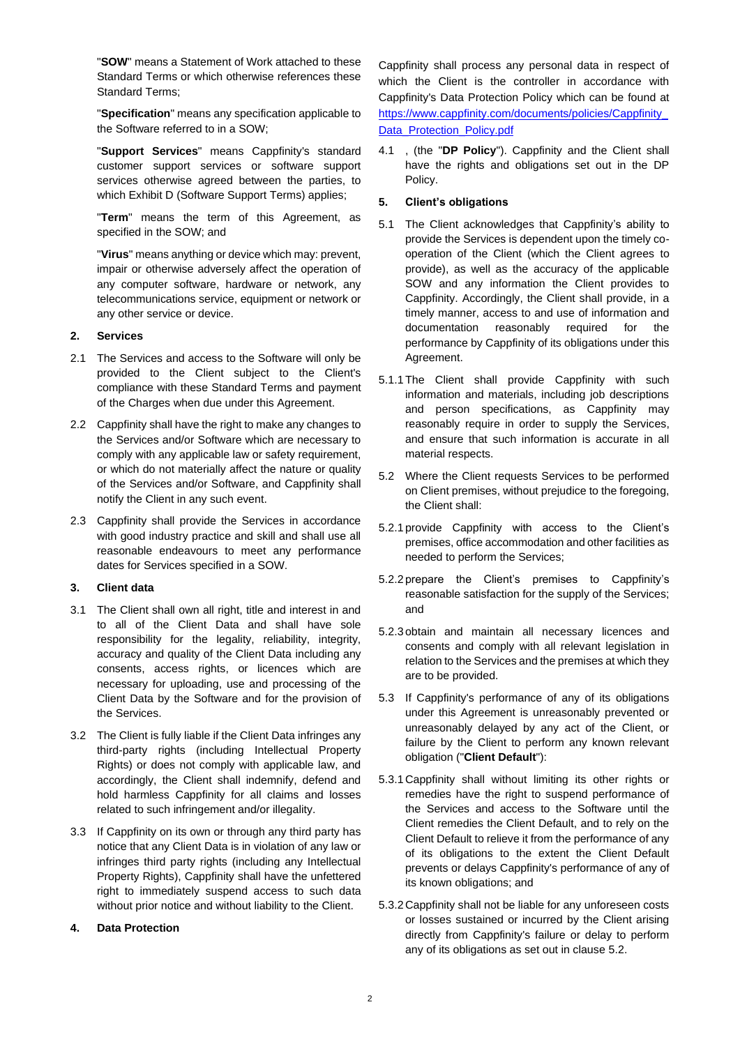"**SOW**" means a Statement of Work attached to these Standard Terms or which otherwise references these Standard Terms;

"**Specification**" means any specification applicable to the Software referred to in a SOW;

"**Support Services**" means Cappfinity's standard customer support services or software support services otherwise agreed between the parties, to which Exhibit D (Software Support Terms) applies;

"**Term**" means the term of this Agreement, as specified in the SOW; and

"**Virus**" means anything or device which may: prevent, impair or otherwise adversely affect the operation of any computer software, hardware or network, any telecommunications service, equipment or network or any other service or device.

## 2. Services

2.1 The Services and access to the Software will only be provided to the Client subject to the Client's compliance with these Standard Terms and payment of the Charges when due under this Agreement.

2.2 Cappfinity shall have the right to make any changes to the Services and/or Software which are necessary to comply with any applicable law or safety requirement, or which do not materially affect the nature or quality of the Services and/or Software, and Cappfinity shall notify the Client in any such event.

2.3 Cappfinity shall provide the Services in accordance with good industry practice and skill and shall use all reasonable endeavours to meet any performance dates for Services specified in a SOW.

## 3. Client data

3.1 The Client shall own all right, title and interest in and to all of the Client Data and shall have sole responsibility for the legality, reliability, integrity, accuracy and quality of the Client Data including any consents, access rights, or licences which are necessary for uploading, use and processing of the Client Data by the Software and for the provision of the Services.

3.2 The Client is fully liable if the Client Data infringes any third-party rights (including Intellectual Property Rights) or does not comply with applicable law, and accordingly, the Client shall indemnify, defend and hold harmless Cappfinity for all claims and losses related to such infringement and/or illegality.

3.3 If Cappfinity on its own or through any third party has notice that any Client Data is in violation of any law or infringes third party rights (including any Intellectual Property Rights), Cappfinity shall have the unfettered right to immediately suspend access to such data without prior notice and without liability to the Client.

## 4. Data Protection

Cappfinity shall process any personal data in respect of which the Client is the controller in accordance with Cappfinity's Data Protection Policy which can be found at https://www.cappfinity.com/documents/policies/Cappfinity_Data_Protection_Policy.pdf

4.1 , (the "**DP Policy**"). Cappfinity and the Client shall have the rights and obligations set out in the DP Policy.

## 5. Client's obligations

5.1 The Client acknowledges that Cappfinity's ability to provide the Services is dependent upon the timely co-operation of the Client (which the Client agrees to provide), as well as the accuracy of the applicable SOW and any information the Client provides to Cappfinity. Accordingly, the Client shall provide, in a timely manner, access to and use of information and documentation reasonably required for the performance by Cappfinity of its obligations under this Agreement.

5.1.1 The Client shall provide Cappfinity with such information and materials, including job descriptions and person specifications, as Cappfinity may reasonably require in order to supply the Services, and ensure that such information is accurate in all material respects.

5.2 Where the Client requests Services to be performed on Client premises, without prejudice to the foregoing, the Client shall:

5.2.1 provide Cappfinity with access to the Client's premises, office accommodation and other facilities as needed to perform the Services;

5.2.2 prepare the Client's premises to Cappfinity's reasonable satisfaction for the supply of the Services; and

5.2.3 obtain and maintain all necessary licences and consents and comply with all relevant legislation in relation to the Services and the premises at which they are to be provided.

5.3 If Cappfinity's performance of any of its obligations under this Agreement is unreasonably prevented or unreasonably delayed by any act of the Client, or failure by the Client to perform any known relevant obligation ("**Client Default**"):

5.3.1 Cappfinity shall without limiting its other rights or remedies have the right to suspend performance of the Services and access to the Software until the Client remedies the Client Default, and to rely on the Client Default to relieve it from the performance of any of its obligations to the extent the Client Default prevents or delays Cappfinity's performance of any of its known obligations; and

5.3.2 Cappfinity shall not be liable for any unforeseen costs or losses sustained or incurred by the Client arising directly from Cappfinity's failure or delay to perform any of its obligations as set out in clause 5.2.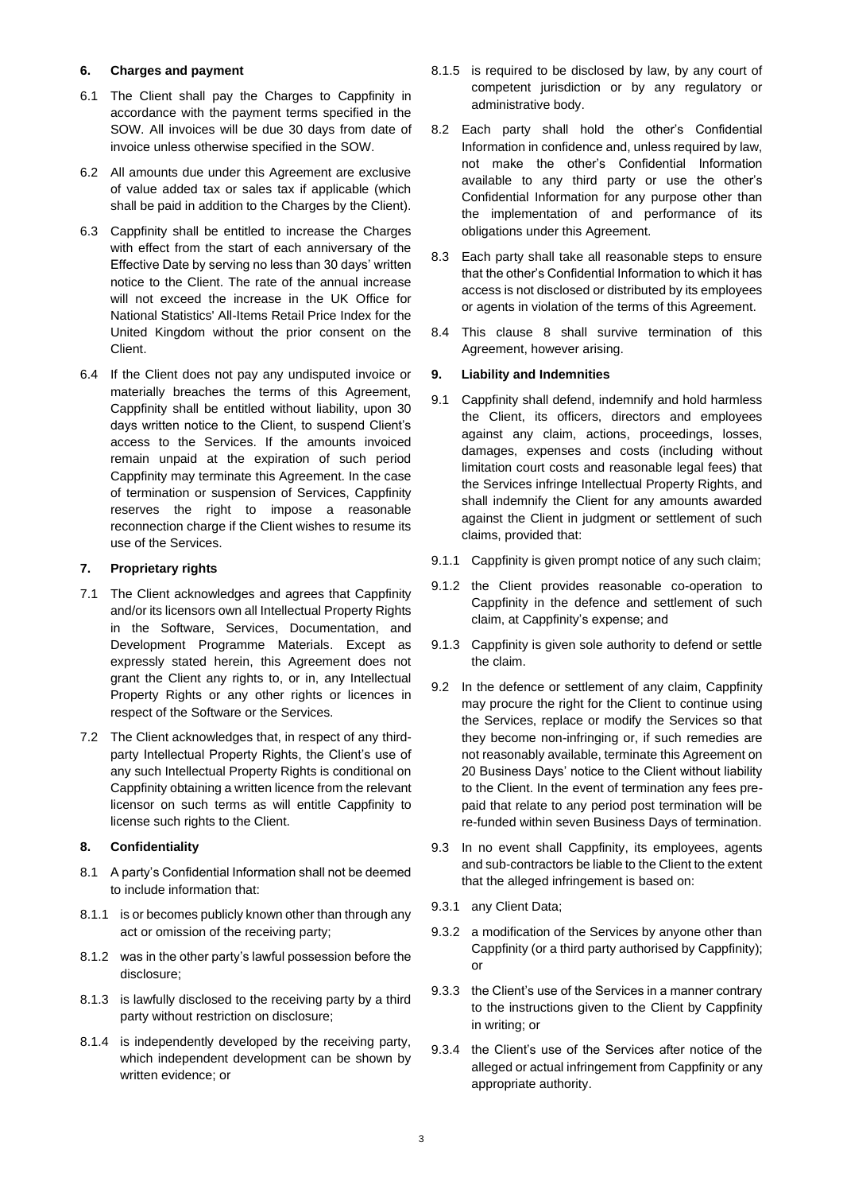**6. Charges and payment**

6.1 The Client shall pay the Charges to Cappfinity in accordance with the payment terms specified in the SOW. All invoices will be due 30 days from date of invoice unless otherwise specified in the SOW.

6.2 All amounts due under this Agreement are exclusive of value added tax or sales tax if applicable (which shall be paid in addition to the Charges by the Client).

6.3 Cappfinity shall be entitled to increase the Charges with effect from the start of each anniversary of the Effective Date by serving no less than 30 days' written notice to the Client. The rate of the annual increase will not exceed the increase in the UK Office for National Statistics' All-Items Retail Price Index for the United Kingdom without the prior consent on the Client.

6.4 If the Client does not pay any undisputed invoice or materially breaches the terms of this Agreement, Cappfinity shall be entitled without liability, upon 30 days written notice to the Client, to suspend Client's access to the Services. If the amounts invoiced remain unpaid at the expiration of such period Cappfinity may terminate this Agreement. In the case of termination or suspension of Services, Cappfinity reserves the right to impose a reasonable reconnection charge if the Client wishes to resume its use of the Services.

**7. Proprietary rights**

7.1 The Client acknowledges and agrees that Cappfinity and/or its licensors own all Intellectual Property Rights in the Software, Services, Documentation, and Development Programme Materials. Except as expressly stated herein, this Agreement does not grant the Client any rights to, or in, any Intellectual Property Rights or any other rights or licences in respect of the Software or the Services.

7.2 The Client acknowledges that, in respect of any third-party Intellectual Property Rights, the Client's use of any such Intellectual Property Rights is conditional on Cappfinity obtaining a written licence from the relevant licensor on such terms as will entitle Cappfinity to license such rights to the Client.

**8. Confidentiality**

8.1 A party's Confidential Information shall not be deemed to include information that:

8.1.1 is or becomes publicly known other than through any act or omission of the receiving party;

8.1.2 was in the other party's lawful possession before the disclosure;

8.1.3 is lawfully disclosed to the receiving party by a third party without restriction on disclosure;

8.1.4 is independently developed by the receiving party, which independent development can be shown by written evidence; or

8.1.5 is required to be disclosed by law, by any court of competent jurisdiction or by any regulatory or administrative body.

8.2 Each party shall hold the other's Confidential Information in confidence and, unless required by law, not make the other's Confidential Information available to any third party or use the other's Confidential Information for any purpose other than the implementation of and performance of its obligations under this Agreement.

8.3 Each party shall take all reasonable steps to ensure that the other's Confidential Information to which it has access is not disclosed or distributed by its employees or agents in violation of the terms of this Agreement.

8.4 This clause 8 shall survive termination of this Agreement, however arising.

**9. Liability and Indemnities**

9.1 Cappfinity shall defend, indemnify and hold harmless the Client, its officers, directors and employees against any claim, actions, proceedings, losses, damages, expenses and costs (including without limitation court costs and reasonable legal fees) that the Services infringe Intellectual Property Rights, and shall indemnify the Client for any amounts awarded against the Client in judgment or settlement of such claims, provided that:

9.1.1 Cappfinity is given prompt notice of any such claim;

9.1.2 the Client provides reasonable co-operation to Cappfinity in the defence and settlement of such claim, at Cappfinity's expense; and

9.1.3 Cappfinity is given sole authority to defend or settle the claim.

9.2 In the defence or settlement of any claim, Cappfinity may procure the right for the Client to continue using the Services, replace or modify the Services so that they become non-infringing or, if such remedies are not reasonably available, terminate this Agreement on 20 Business Days' notice to the Client without liability to the Client. In the event of termination any fees pre-paid that relate to any period post termination will be re-funded within seven Business Days of termination.

9.3 In no event shall Cappfinity, its employees, agents and sub-contractors be liable to the Client to the extent that the alleged infringement is based on:

9.3.1 any Client Data;

9.3.2 a modification of the Services by anyone other than Cappfinity (or a third party authorised by Cappfinity); or

9.3.3 the Client's use of the Services in a manner contrary to the instructions given to the Client by Cappfinity in writing; or

9.3.4 the Client's use of the Services after notice of the alleged or actual infringement from Cappfinity or any appropriate authority.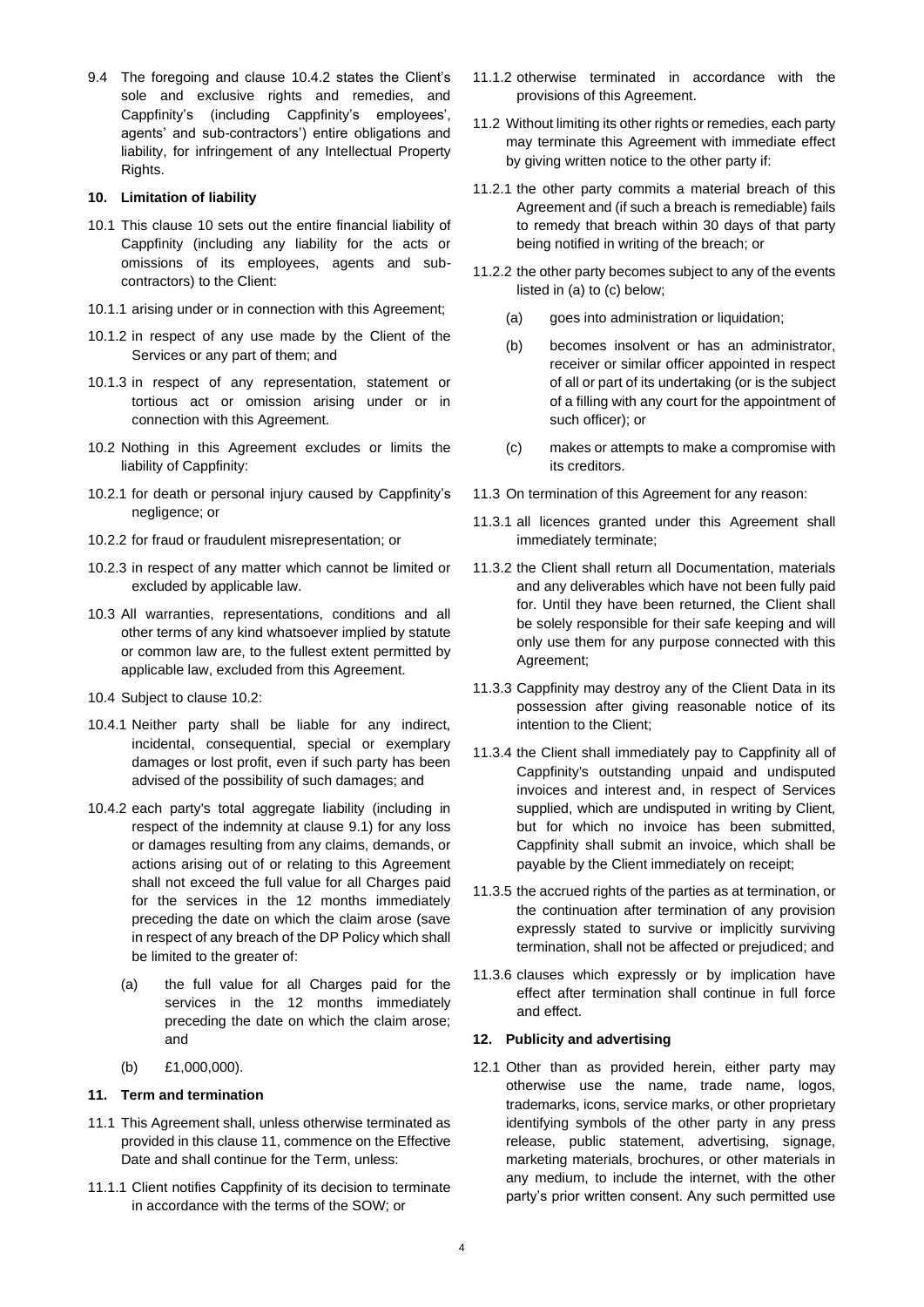9.4 The foregoing and clause 10.4.2 states the Client's sole and exclusive rights and remedies, and Cappfinity's (including Cappfinity's employees', agents' and sub-contractors') entire obligations and liability, for infringement of any Intellectual Property Rights.

**10. Limitation of liability**

10.1 This clause 10 sets out the entire financial liability of Cappfinity (including any liability for the acts or omissions of its employees, agents and sub-contractors) to the Client:

10.1.1 arising under or in connection with this Agreement;

10.1.2 in respect of any use made by the Client of the Services or any part of them; and

10.1.3 in respect of any representation, statement or tortious act or omission arising under or in connection with this Agreement.

10.2 Nothing in this Agreement excludes or limits the liability of Cappfinity:

10.2.1 for death or personal injury caused by Cappfinity's negligence; or

10.2.2 for fraud or fraudulent misrepresentation; or

10.2.3 in respect of any matter which cannot be limited or excluded by applicable law.

10.3 All warranties, representations, conditions and all other terms of any kind whatsoever implied by statute or common law are, to the fullest extent permitted by applicable law, excluded from this Agreement.

10.4 Subject to clause 10.2:

10.4.1 Neither party shall be liable for any indirect, incidental, consequential, special or exemplary damages or lost profit, even if such party has been advised of the possibility of such damages; and

10.4.2 each party's total aggregate liability (including in respect of the indemnity at clause 9.1) for any loss or damages resulting from any claims, demands, or actions arising out of or relating to this Agreement shall not exceed the full value for all Charges paid for the services in the 12 months immediately preceding the date on which the claim arose (save in respect of any breach of the DP Policy which shall be limited to the greater of:

(a) the full value for all Charges paid for the services in the 12 months immediately preceding the date on which the claim arose; and

(b) £1,000,000).

**11. Term and termination**

11.1 This Agreement shall, unless otherwise terminated as provided in this clause 11, commence on the Effective Date and shall continue for the Term, unless:

11.1.1 Client notifies Cappfinity of its decision to terminate in accordance with the terms of the SOW; or

11.1.2 otherwise terminated in accordance with the provisions of this Agreement.

11.2 Without limiting its other rights or remedies, each party may terminate this Agreement with immediate effect by giving written notice to the other party if:

11.2.1 the other party commits a material breach of this Agreement and (if such a breach is remediable) fails to remedy that breach within 30 days of that party being notified in writing of the breach; or

11.2.2 the other party becomes subject to any of the events listed in (a) to (c) below;

(a) goes into administration or liquidation;

(b) becomes insolvent or has an administrator, receiver or similar officer appointed in respect of all or part of its undertaking (or is the subject of a filling with any court for the appointment of such officer); or

(c) makes or attempts to make a compromise with its creditors.

11.3 On termination of this Agreement for any reason:

11.3.1 all licences granted under this Agreement shall immediately terminate;

11.3.2 the Client shall return all Documentation, materials and any deliverables which have not been fully paid for. Until they have been returned, the Client shall be solely responsible for their safe keeping and will only use them for any purpose connected with this Agreement;

11.3.3 Cappfinity may destroy any of the Client Data in its possession after giving reasonable notice of its intention to the Client;

11.3.4 the Client shall immediately pay to Cappfinity all of Cappfinity's outstanding unpaid and undisputed invoices and interest and, in respect of Services supplied, which are undisputed in writing by Client, but for which no invoice has been submitted, Cappfinity shall submit an invoice, which shall be payable by the Client immediately on receipt;

11.3.5 the accrued rights of the parties as at termination, or the continuation after termination of any provision expressly stated to survive or implicitly surviving termination, shall not be affected or prejudiced; and

11.3.6 clauses which expressly or by implication have effect after termination shall continue in full force and effect.

**12. Publicity and advertising**

12.1 Other than as provided herein, either party may otherwise use the name, trade name, logos, trademarks, icons, service marks, or other proprietary identifying symbols of the other party in any press release, public statement, advertising, signage, marketing materials, brochures, or other materials in any medium, to include the internet, with the other party's prior written consent. Any such permitted use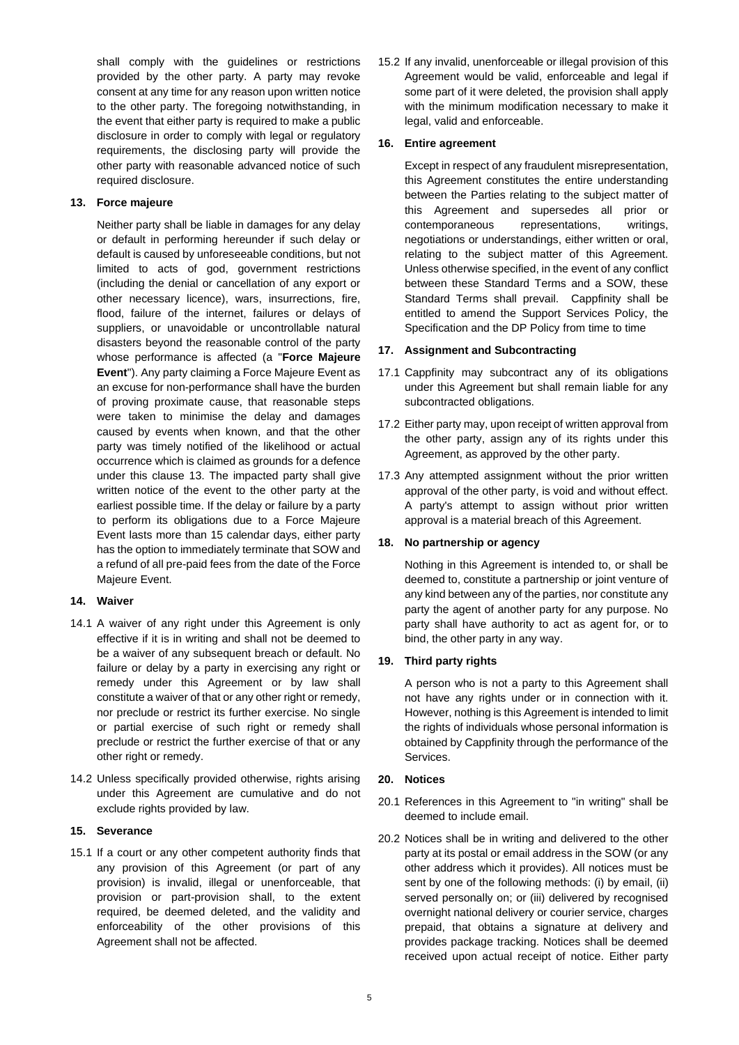shall comply with the guidelines or restrictions provided by the other party. A party may revoke consent at any time for any reason upon written notice to the other party. The foregoing notwithstanding, in the event that either party is required to make a public disclosure in order to comply with legal or regulatory requirements, the disclosing party will provide the other party with reasonable advanced notice of such required disclosure.

**13. Force majeure**

Neither party shall be liable in damages for any delay or default in performing hereunder if such delay or default is caused by unforeseeable conditions, but not limited to acts of god, government restrictions (including the denial or cancellation of any export or other necessary licence), wars, insurrections, fire, flood, failure of the internet, failures or delays of suppliers, or unavoidable or uncontrollable natural disasters beyond the reasonable control of the party whose performance is affected (a "**Force Majeure Event**"). Any party claiming a Force Majeure Event as an excuse for non-performance shall have the burden of proving proximate cause, that reasonable steps were taken to minimise the delay and damages caused by events when known, and that the other party was timely notified of the likelihood or actual occurrence which is claimed as grounds for a defence under this clause 13. The impacted party shall give written notice of the event to the other party at the earliest possible time. If the delay or failure by a party to perform its obligations due to a Force Majeure Event lasts more than 15 calendar days, either party has the option to immediately terminate that SOW and a refund of all pre-paid fees from the date of the Force Majeure Event.

**14. Waiver**

14.1 A waiver of any right under this Agreement is only effective if it is in writing and shall not be deemed to be a waiver of any subsequent breach or default. No failure or delay by a party in exercising any right or remedy under this Agreement or by law shall constitute a waiver of that or any other right or remedy, nor preclude or restrict its further exercise. No single or partial exercise of such right or remedy shall preclude or restrict the further exercise of that or any other right or remedy.

14.2 Unless specifically provided otherwise, rights arising under this Agreement are cumulative and do not exclude rights provided by law.

**15. Severance**

15.1 If a court or any other competent authority finds that any provision of this Agreement (or part of any provision) is invalid, illegal or unenforceable, that provision or part-provision shall, to the extent required, be deemed deleted, and the validity and enforceability of the other provisions of this Agreement shall not be affected.

15.2 If any invalid, unenforceable or illegal provision of this Agreement would be valid, enforceable and legal if some part of it were deleted, the provision shall apply with the minimum modification necessary to make it legal, valid and enforceable.

**16. Entire agreement**

Except in respect of any fraudulent misrepresentation, this Agreement constitutes the entire understanding between the Parties relating to the subject matter of this Agreement and supersedes all prior or contemporaneous representations, writings, negotiations or understandings, either written or oral, relating to the subject matter of this Agreement. Unless otherwise specified, in the event of any conflict between these Standard Terms and a SOW, these Standard Terms shall prevail. Cappfinity shall be entitled to amend the Support Services Policy, the Specification and the DP Policy from time to time

**17. Assignment and Subcontracting**

17.1 Cappfinity may subcontract any of its obligations under this Agreement but shall remain liable for any subcontracted obligations.

17.2 Either party may, upon receipt of written approval from the other party, assign any of its rights under this Agreement, as approved by the other party.

17.3 Any attempted assignment without the prior written approval of the other party, is void and without effect. A party's attempt to assign without prior written approval is a material breach of this Agreement.

**18. No partnership or agency**

Nothing in this Agreement is intended to, or shall be deemed to, constitute a partnership or joint venture of any kind between any of the parties, nor constitute any party the agent of another party for any purpose. No party shall have authority to act as agent for, or to bind, the other party in any way.

**19. Third party rights**

A person who is not a party to this Agreement shall not have any rights under or in connection with it. However, nothing is this Agreement is intended to limit the rights of individuals whose personal information is obtained by Cappfinity through the performance of the Services.

**20. Notices**

20.1 References in this Agreement to "in writing" shall be deemed to include email.

20.2 Notices shall be in writing and delivered to the other party at its postal or email address in the SOW (or any other address which it provides). All notices must be sent by one of the following methods: (i) by email, (ii) served personally on; or (iii) delivered by recognised overnight national delivery or courier service, charges prepaid, that obtains a signature at delivery and provides package tracking. Notices shall be deemed received upon actual receipt of notice. Either party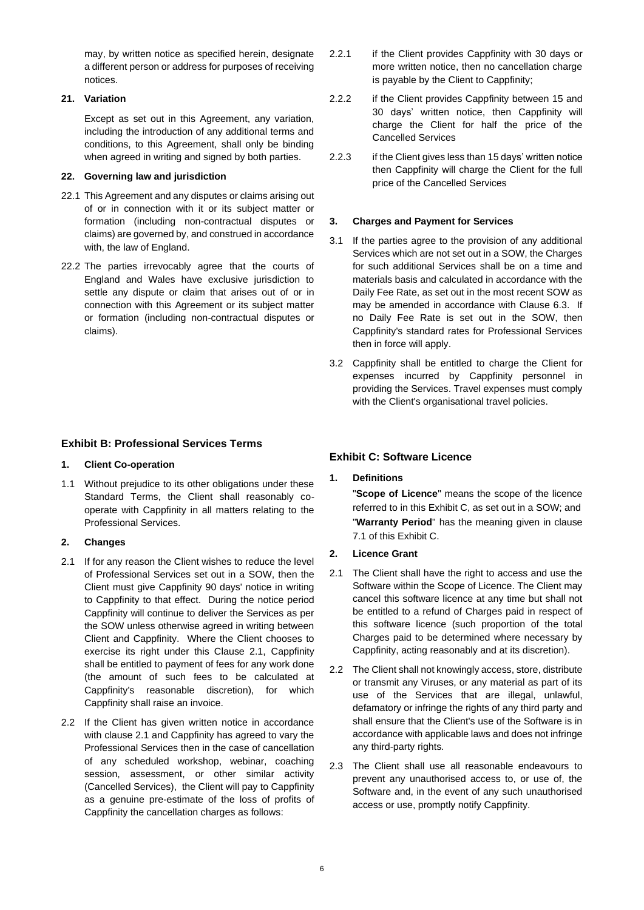may, by written notice as specified herein, designate a different person or address for purposes of receiving notices.

**21. Variation**

Except as set out in this Agreement, any variation, including the introduction of any additional terms and conditions, to this Agreement, shall only be binding when agreed in writing and signed by both parties.

**22. Governing law and jurisdiction**

22.1 This Agreement and any disputes or claims arising out of or in connection with it or its subject matter or formation (including non-contractual disputes or claims) are governed by, and construed in accordance with, the law of England.

22.2 The parties irrevocably agree that the courts of England and Wales have exclusive jurisdiction to settle any dispute or claim that arises out of or in connection with this Agreement or its subject matter or formation (including non-contractual disputes or claims).

## Exhibit B: Professional Services Terms

**1. Client Co-operation**

1.1 Without prejudice to its other obligations under these Standard Terms, the Client shall reasonably co-operate with Cappfinity in all matters relating to the Professional Services.

**2. Changes**

2.1 If for any reason the Client wishes to reduce the level of Professional Services set out in a SOW, then the Client must give Cappfinity 90 days' notice in writing to Cappfinity to that effect. During the notice period Cappfinity will continue to deliver the Services as per the SOW unless otherwise agreed in writing between Client and Cappfinity. Where the Client chooses to exercise its right under this Clause 2.1, Cappfinity shall be entitled to payment of fees for any work done (the amount of such fees to be calculated at Cappfinity's reasonable discretion), for which Cappfinity shall raise an invoice.

2.2 If the Client has given written notice in accordance with clause 2.1 and Cappfinity has agreed to vary the Professional Services then in the case of cancellation of any scheduled workshop, webinar, coaching session, assessment, or other similar activity (Cancelled Services), the Client will pay to Cappfinity as a genuine pre-estimate of the loss of profits of Cappfinity the cancellation charges as follows:

2.2.1 if the Client provides Cappfinity with 30 days or more written notice, then no cancellation charge is payable by the Client to Cappfinity;

2.2.2 if the Client provides Cappfinity between 15 and 30 days' written notice, then Cappfinity will charge the Client for half the price of the Cancelled Services

2.2.3 if the Client gives less than 15 days' written notice then Cappfinity will charge the Client for the full price of the Cancelled Services

**3. Charges and Payment for Services**

3.1 If the parties agree to the provision of any additional Services which are not set out in a SOW, the Charges for such additional Services shall be on a time and materials basis and calculated in accordance with the Daily Fee Rate, as set out in the most recent SOW as may be amended in accordance with Clause 6.3. If no Daily Fee Rate is set out in the SOW, then Cappfinity's standard rates for Professional Services then in force will apply.

3.2 Cappfinity shall be entitled to charge the Client for expenses incurred by Cappfinity personnel in providing the Services. Travel expenses must comply with the Client's organisational travel policies.

## Exhibit C: Software Licence

**1. Definitions**

"**Scope of Licence**" means the scope of the licence referred to in this Exhibit C, as set out in a SOW; and "**Warranty Period**" has the meaning given in clause 7.1 of this Exhibit C.

**2. Licence Grant**

2.1 The Client shall have the right to access and use the Software within the Scope of Licence. The Client may cancel this software licence at any time but shall not be entitled to a refund of Charges paid in respect of this software licence (such proportion of the total Charges paid to be determined where necessary by Cappfinity, acting reasonably and at its discretion).

2.2 The Client shall not knowingly access, store, distribute or transmit any Viruses, or any material as part of its use of the Services that are illegal, unlawful, defamatory or infringe the rights of any third party and shall ensure that the Client's use of the Software is in accordance with applicable laws and does not infringe any third-party rights.

2.3 The Client shall use all reasonable endeavours to prevent any unauthorised access to, or use of, the Software and, in the event of any such unauthorised access or use, promptly notify Cappfinity.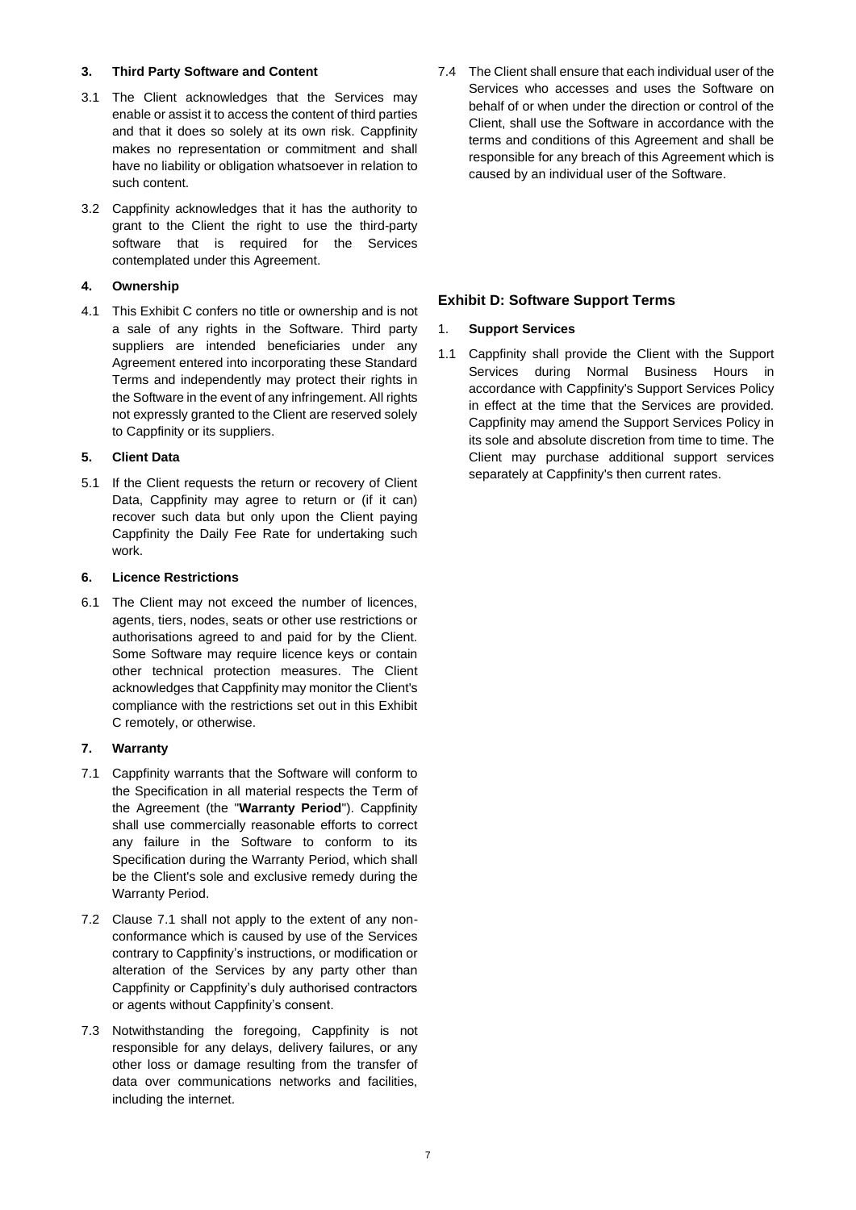### 3. Third Party Software and Content

3.1 The Client acknowledges that the Services may enable or assist it to access the content of third parties and that it does so solely at its own risk. Cappfinity makes no representation or commitment and shall have no liability or obligation whatsoever in relation to such content.

3.2 Cappfinity acknowledges that it has the authority to grant to the Client the right to use the third-party software that is required for the Services contemplated under this Agreement.

### 4. Ownership

4.1 This Exhibit C confers no title or ownership and is not a sale of any rights in the Software. Third party suppliers are intended beneficiaries under any Agreement entered into incorporating these Standard Terms and independently may protect their rights in the Software in the event of any infringement. All rights not expressly granted to the Client are reserved solely to Cappfinity or its suppliers.

### 5. Client Data

5.1 If the Client requests the return or recovery of Client Data, Cappfinity may agree to return or (if it can) recover such data but only upon the Client paying Cappfinity the Daily Fee Rate for undertaking such work.

### 6. Licence Restrictions

6.1 The Client may not exceed the number of licences, agents, tiers, nodes, seats or other use restrictions or authorisations agreed to and paid for by the Client. Some Software may require licence keys or contain other technical protection measures. The Client acknowledges that Cappfinity may monitor the Client's compliance with the restrictions set out in this Exhibit C remotely, or otherwise.

### 7. Warranty

7.1 Cappfinity warrants that the Software will conform to the Specification in all material respects the Term of the Agreement (the "**Warranty Period**"). Cappfinity shall use commercially reasonable efforts to correct any failure in the Software to conform to its Specification during the Warranty Period, which shall be the Client's sole and exclusive remedy during the Warranty Period.

7.2 Clause 7.1 shall not apply to the extent of any non-conformance which is caused by use of the Services contrary to Cappfinity's instructions, or modification or alteration of the Services by any party other than Cappfinity or Cappfinity's duly authorised contractors or agents without Cappfinity's consent.

7.3 Notwithstanding the foregoing, Cappfinity is not responsible for any delays, delivery failures, or any other loss or damage resulting from the transfer of data over communications networks and facilities, including the internet.

7.4 The Client shall ensure that each individual user of the Services who accesses and uses the Software on behalf of or when under the direction or control of the Client, shall use the Software in accordance with the terms and conditions of this Agreement and shall be responsible for any breach of this Agreement which is caused by an individual user of the Software.

## Exhibit D: Software Support Terms

### 1. Support Services

1.1 Cappfinity shall provide the Client with the Support Services during Normal Business Hours in accordance with Cappfinity's Support Services Policy in effect at the time that the Services are provided. Cappfinity may amend the Support Services Policy in its sole and absolute discretion from time to time. The Client may purchase additional support services separately at Cappfinity's then current rates.